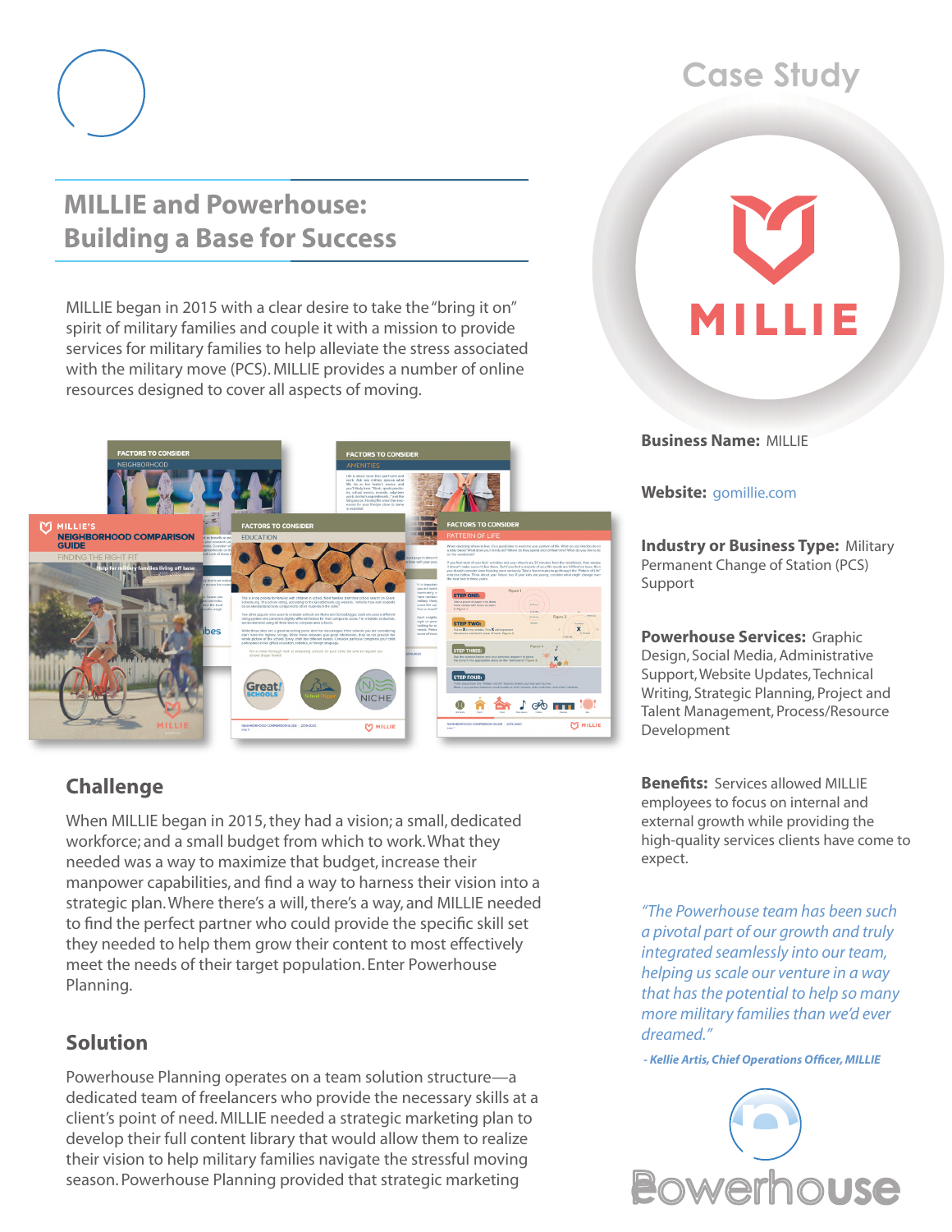# Case Study

## MILLIE and Powerhouse: Building a Base for Success

MILLIE began in 2015 with a clear desire to take the "bring it on" spirit of military families and couple it with a mission to provide services for military families to help alleviate the stress associated with the military move (PCS). MILLIE provides a number of online resources designed to cover all aspects of moving.

**Business Name:** MILLIE

**Website:** gomillie.com

**Industry or Business Type:** Military Permanent Change of Station (PCS) Support

**Powerhouse Services:** Graphic Design, Social Media, Administrative Support, Website Updates, Technical Writing, Strategic Planning, Project and Talent Management, Process/Resource Development

**Benefits:** Services allowed MILLIE employees to focus on internal and external growth while providing the high-quality services clients have come to expect.

*"The Powerhouse team has been such a pivotal part of our growth and truly integrated seamlessly into our team, helping us scale our venture in a way that has the potential to help so many more military families than we'd ever dreamed."*

***- Kellie Artis, Chief Operations Officer, MILLIE***

### Challenge

When MILLIE began in 2015, they had a vision; a small, dedicated workforce; and a small budget from which to work. What they needed was a way to maximize that budget, increase their manpower capabilities, and find a way to harness their vision into a strategic plan. Where there's a will, there's a way, and MILLIE needed to find the perfect partner who could provide the specific skill set they needed to help them grow their content to most effectively meet the needs of their target population. Enter Powerhouse Planning.

### Solution

Powerhouse Planning operates on a team solution structure—a dedicated team of freelancers who provide the necessary skills at a client's point of need. MILLIE needed a strategic marketing plan to develop their full content library that would allow them to realize their vision to help military families navigate the stressful moving season. Powerhouse Planning provided that strategic marketing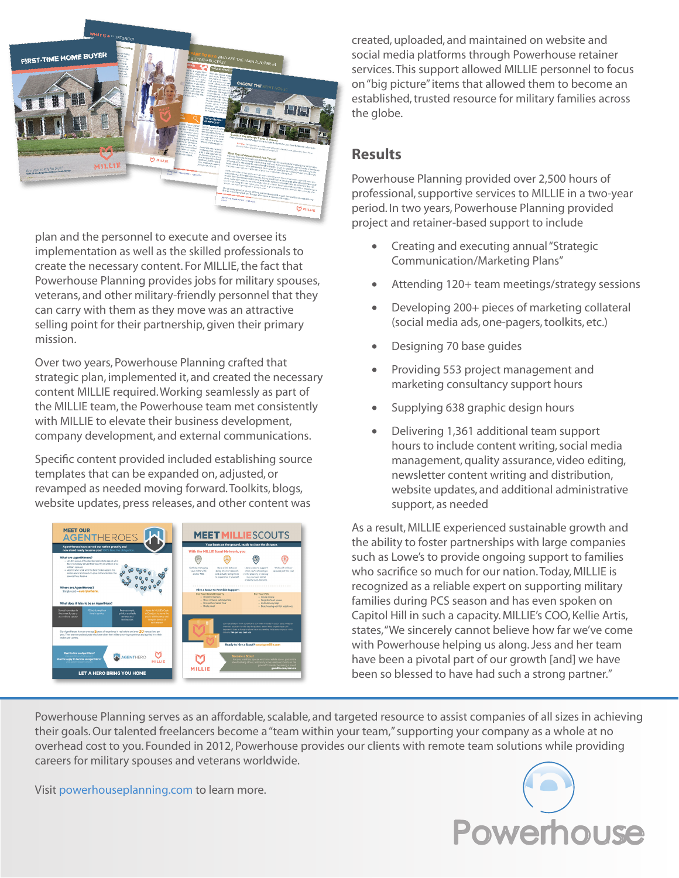plan and the personnel to execute and oversee its implementation as well as the skilled professionals to create the necessary content. For MILLIE, the fact that Powerhouse Planning provides jobs for military spouses, veterans, and other military-friendly personnel that they can carry with them as they move was an attractive selling point for their partnership, given their primary mission.

Over two years, Powerhouse Planning crafted that strategic plan, implemented it, and created the necessary content MILLIE required. Working seamlessly as part of the MILLIE team, the Powerhouse team met consistently with MILLIE to elevate their business development, company development, and external communications.

Specific content provided included establishing source templates that can be expanded on, adjusted, or revamped as needed moving forward. Toolkits, blogs, website updates, press releases, and other content was created, uploaded, and maintained on website and social media platforms through Powerhouse retainer services. This support allowed MILLIE personnel to focus on "big picture" items that allowed them to become an established, trusted resource for military families across the globe.

## Results

Powerhouse Planning provided over 2,500 hours of professional, supportive services to MILLIE in a two-year period. In two years, Powerhouse Planning provided project and retainer-based support to include

- Creating and executing annual "Strategic Communication/Marketing Plans"
- Attending 120+ team meetings/strategy sessions
- Developing 200+ pieces of marketing collateral (social media ads, one-pagers, toolkits, etc.)
- Designing 70 base guides
- Providing 553 project management and marketing consultancy support hours
- Supplying 638 graphic design hours
- Delivering 1,361 additional team support hours to include content writing, social media management, quality assurance, video editing, newsletter content writing and distribution, website updates, and additional administrative support, as needed

As a result, MILLIE experienced sustainable growth and the ability to foster partnerships with large companies such as Lowe's to provide ongoing support to families who sacrifice so much for our nation. Today, MILLIE is recognized as a reliable expert on supporting military families during PCS season and has even spoken on Capitol Hill in such a capacity. MILLIE's COO, Kellie Artis, states, "We sincerely cannot believe how far we've come with Powerhouse helping us along. Jess and her team have been a pivotal part of our growth [and] we have been so blessed to have had such a strong partner."

Powerhouse Planning serves as an affordable, scalable, and targeted resource to assist companies of all sizes in achieving their goals. Our talented freelancers become a "team within your team," supporting your company as a whole at no overhead cost to you. Founded in 2012, Powerhouse provides our clients with remote team solutions while providing careers for military spouses and veterans worldwide.

Visit powerhouseplanning.com to learn more.

Powerhouse